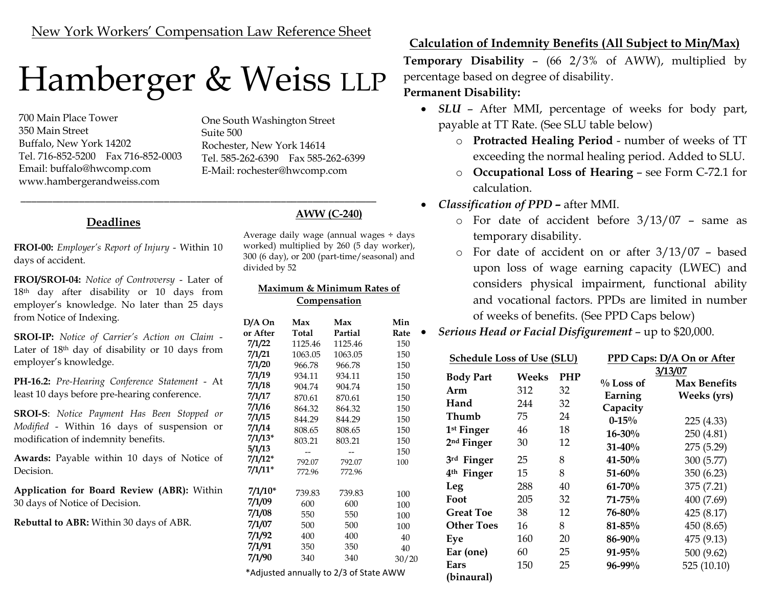New York Workers' Compensation Law Reference Sheet

# Hamberger & Weiss LLP

700 Main Place Tower
350 Main Street
Buffalo, New York 14202
Tel. 716-852-5200 Fax 716-852-0003
Email: buffalo@hwcomp.com
www.hambergerandweiss.com

One South Washington Street
Suite 500
Rochester, New York 14614
Tel. 585-262-6390 Fax 585-262-6399
E-Mail: rochester@hwcomp.com

## Deadlines

**FROI-00:** *Employer's Report of Injury* - Within 10 days of accident.

**FROI/SROI-04:** *Notice of Controversy* - Later of 18th day after disability or 10 days from employer's knowledge. No later than 25 days from Notice of Indexing.

**SROI-IP:** *Notice of Carrier's Action on Claim* - Later of 18th day of disability or 10 days from employer's knowledge.

**PH-16.2:** *Pre-Hearing Conference Statement* - At least 10 days before pre-hearing conference.

**SROI-S**: *Notice Payment Has Been Stopped or Modified* - Within 16 days of suspension or modification of indemnity benefits.

**Awards:** Payable within 10 days of Notice of Decision.

**Application for Board Review (ABR):** Within 30 days of Notice of Decision.

**Rebuttal to ABR:** Within 30 days of ABR.

## AWW (C-240)

Average daily wage (annual wages ÷ days worked) multiplied by 260 (5 day worker), 300 (6 day), or 200 (part-time/seasonal) and divided by 52

### Maximum & Minimum Rates of Compensation

| D/A On or After | Max Total | Max Partial | Min Rate |
|---|---|---|---|
| 7/1/22 | 1125.46 | 1125.46 | 150 |
| 7/1/21 | 1063.05 | 1063.05 | 150 |
| 7/1/20 | 966.78 | 966.78 | 150 |
| 7/1/19 | 934.11 | 934.11 | 150 |
| 7/1/18 | 904.74 | 904.74 | 150 |
| 7/1/17 | 870.61 | 870.61 | 150 |
| 7/1/16 | 864.32 | 864.32 | 150 |
| 7/1/15 | 844.29 | 844.29 | 150 |
| 7/1/14 | 808.65 | 808.65 | 150 |
| 7/1/13* | 803.21 | 803.21 | 150 |
| 5/1/13 | -- | -- | 150 |
| 7/1/12* | 792.07 | 792.07 | 100 |
| 7/1/11* | 772.96 | 772.96 | |
| 7/1/10* | 739.83 | 739.83 | 100 |
| 7/1/09 | 600 | 600 | 100 |
| 7/1/08 | 550 | 550 | 100 |
| 7/1/07 | 500 | 500 | 100 |
| 7/1/92 | 400 | 400 | 40 |
| 7/1/91 | 350 | 350 | 40 |
| 7/1/90 | 340 | 340 | 30/20 |

*Adjusted annually to 2/3 of State AWW

## Calculation of Indemnity Benefits (All Subject to Min/Max)

**Temporary Disability** – (66 2/3% of AWW), multiplied by percentage based on degree of disability.

**Permanent Disability:**

- *SLU* – After MMI, percentage of weeks for body part, payable at TT Rate. (See SLU table below)
  - **Protracted Healing Period** - number of weeks of TT exceeding the normal healing period. Added to SLU.
  - **Occupational Loss of Hearing** – see Form C-72.1 for calculation.
- *Classification of PPD* **–** after MMI.
  - For date of accident before 3/13/07 – same as temporary disability.
  - For date of accident on or after 3/13/07 – based upon loss of wage earning capacity (LWEC) and considers physical impairment, functional ability and vocational factors. PPDs are limited in number of weeks of benefits. (See PPD Caps below)
- *Serious Head or Facial Disfigurement* – up to $20,000.

### Schedule Loss of Use (SLU)

| Body Part | Weeks | PHP |
|---|---|---|
| Arm | 312 | 32 |
| Hand | 244 | 32 |
| Thumb | 75 | 24 |
| 1st Finger | 46 | 18 |
| 2nd Finger | 30 | 12 |
| 3rd Finger | 25 | 8 |
| 4th Finger | 15 | 8 |
| Leg | 288 | 40 |
| Foot | 205 | 32 |
| Great Toe | 38 | 12 |
| Other Toes | 16 | 8 |
| Eye | 160 | 20 |
| Ear (one) | 60 | 25 |
| Ears (binaural) | 150 | 25 |

### PPD Caps: D/A On or After 3/13/07

| % Loss of Earning Capacity | Max Benefits Weeks (yrs) |
|---|---|
| 0-15% | 225 (4.33) |
| 16-30% | 250 (4.81) |
| 31-40% | 275 (5.29) |
| 41-50% | 300 (5.77) |
| 51-60% | 350 (6.23) |
| 61-70% | 375 (7.21) |
| 71-75% | 400 (7.69) |
| 76-80% | 425 (8.17) |
| 81-85% | 450 (8.65) |
| 86-90% | 475 (9.13) |
| 91-95% | 500 (9.62) |
| 96-99% | 525 (10.10) |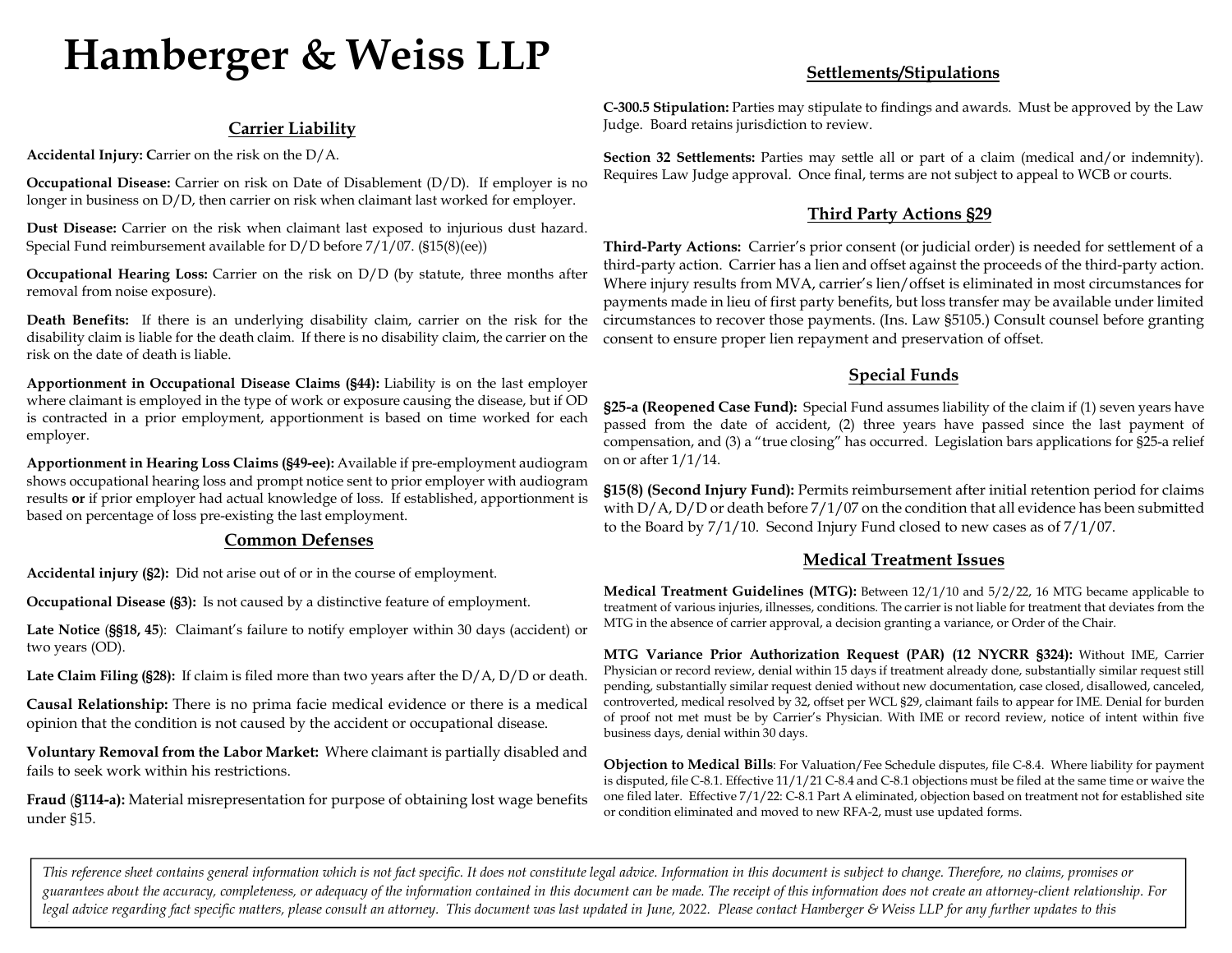# Hamberger & Weiss LLP

## Carrier Liability

**Accidental Injury: C**arrier on the risk on the D/A.

**Occupational Disease:** Carrier on risk on Date of Disablement (D/D). If employer is no longer in business on D/D, then carrier on risk when claimant last worked for employer.

**Dust Disease:** Carrier on the risk when claimant last exposed to injurious dust hazard. Special Fund reimbursement available for D/D before 7/1/07. (§15(8)(ee))

**Occupational Hearing Loss:** Carrier on the risk on D/D (by statute, three months after removal from noise exposure).

**Death Benefits:** If there is an underlying disability claim, carrier on the risk for the disability claim is liable for the death claim. If there is no disability claim, the carrier on the risk on the date of death is liable.

**Apportionment in Occupational Disease Claims (§44):** Liability is on the last employer where claimant is employed in the type of work or exposure causing the disease, but if OD is contracted in a prior employment, apportionment is based on time worked for each employer.

**Apportionment in Hearing Loss Claims (§49-ee):** Available if pre-employment audiogram shows occupational hearing loss and prompt notice sent to prior employer with audiogram results **or** if prior employer had actual knowledge of loss. If established, apportionment is based on percentage of loss pre-existing the last employment.

## Common Defenses

**Accidental injury (§2):** Did not arise out of or in the course of employment.

**Occupational Disease (§3):** Is not caused by a distinctive feature of employment.

**Late Notice** (**§§18, 45**): Claimant's failure to notify employer within 30 days (accident) or two years (OD).

**Late Claim Filing (§28):** If claim is filed more than two years after the D/A, D/D or death.

**Causal Relationship:** There is no prima facie medical evidence or there is a medical opinion that the condition is not caused by the accident or occupational disease.

**Voluntary Removal from the Labor Market:** Where claimant is partially disabled and fails to seek work within his restrictions.

**Fraud** (**§114-a):** Material misrepresentation for purpose of obtaining lost wage benefits under §15.

## Settlements/Stipulations

**C-300.5 Stipulation:** Parties may stipulate to findings and awards. Must be approved by the Law Judge. Board retains jurisdiction to review.

**Section 32 Settlements:** Parties may settle all or part of a claim (medical and/or indemnity). Requires Law Judge approval. Once final, terms are not subject to appeal to WCB or courts.

## Third Party Actions §29

**Third-Party Actions:** Carrier's prior consent (or judicial order) is needed for settlement of a third-party action. Carrier has a lien and offset against the proceeds of the third-party action. Where injury results from MVA, carrier's lien/offset is eliminated in most circumstances for payments made in lieu of first party benefits, but loss transfer may be available under limited circumstances to recover those payments. (Ins. Law §5105.) Consult counsel before granting consent to ensure proper lien repayment and preservation of offset.

## Special Funds

**§25-a (Reopened Case Fund):** Special Fund assumes liability of the claim if (1) seven years have passed from the date of accident, (2) three years have passed since the last payment of compensation, and (3) a "true closing" has occurred. Legislation bars applications for §25-a relief on or after 1/1/14.

**§15(8) (Second Injury Fund):** Permits reimbursement after initial retention period for claims with D/A, D/D or death before 7/1/07 on the condition that all evidence has been submitted to the Board by 7/1/10. Second Injury Fund closed to new cases as of 7/1/07.

## Medical Treatment Issues

**Medical Treatment Guidelines (MTG):** Between 12/1/10 and 5/2/22, 16 MTG became applicable to treatment of various injuries, illnesses, conditions. The carrier is not liable for treatment that deviates from the MTG in the absence of carrier approval, a decision granting a variance, or Order of the Chair.

**MTG Variance Prior Authorization Request (PAR) (12 NYCRR §324):** Without IME, Carrier Physician or record review, denial within 15 days if treatment already done, substantially similar request still pending, substantially similar request denied without new documentation, case closed, disallowed, canceled, controverted, medical resolved by 32, offset per WCL §29, claimant fails to appear for IME. Denial for burden of proof not met must be by Carrier's Physician. With IME or record review, notice of intent within five business days, denial within 30 days.

**Objection to Medical Bills**: For Valuation/Fee Schedule disputes, file C-8.4. Where liability for payment is disputed, file C-8.1. Effective 11/1/21 C-8.4 and C-8.1 objections must be filed at the same time or waive the one filed later. Effective 7/1/22: C-8.1 Part A eliminated, objection based on treatment not for established site or condition eliminated and moved to new RFA-2, must use updated forms.

*This reference sheet contains general information which is not fact specific. It does not constitute legal advice. Information in this document is subject to change. Therefore, no claims, promises or guarantees about the accuracy, completeness, or adequacy of the information contained in this document can be made. The receipt of this information does not create an attorney-client relationship. For legal advice regarding fact specific matters, please consult an attorney. This document was last updated in June, 2022. Please contact Hamberger & Weiss LLP for any further updates to this*